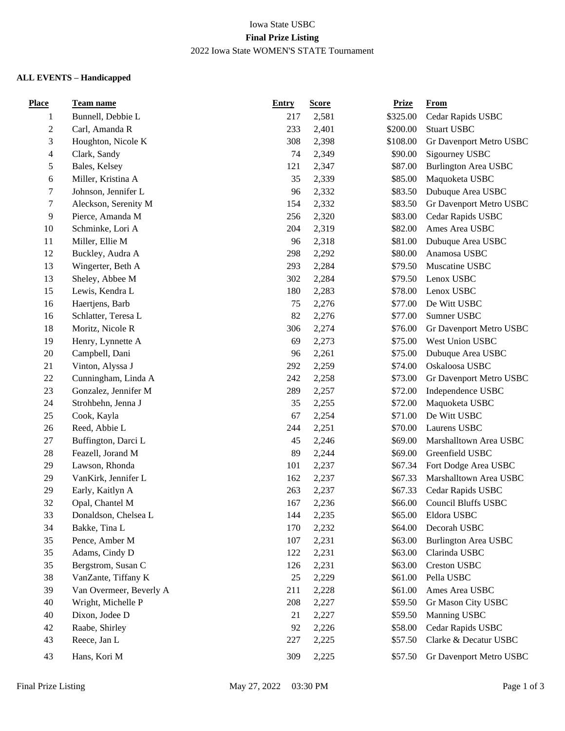Iowa State USBC

**Final Prize Listing**

2022 Iowa State WOMEN'S STATE Tournament

**ALL EVENTS – Handicapped**

| Place | Team name | Entry | Score | Prize | From |
|---|---|---|---|---|---|
| 1 | Bunnell, Debbie L | 217 | 2,581 | $325.00 | Cedar Rapids USBC |
| 2 | Carl, Amanda R | 233 | 2,401 | $200.00 | Stuart USBC |
| 3 | Houghton, Nicole K | 308 | 2,398 | $108.00 | Gr Davenport Metro USBC |
| 4 | Clark, Sandy | 74 | 2,349 | $90.00 | Sigourney USBC |
| 5 | Bales, Kelsey | 121 | 2,347 | $87.00 | Burlington Area USBC |
| 6 | Miller, Kristina A | 35 | 2,339 | $85.00 | Maquoketa USBC |
| 7 | Johnson, Jennifer L | 96 | 2,332 | $83.50 | Dubuque Area USBC |
| 7 | Aleckson, Serenity M | 154 | 2,332 | $83.50 | Gr Davenport Metro USBC |
| 9 | Pierce, Amanda M | 256 | 2,320 | $83.00 | Cedar Rapids USBC |
| 10 | Schminke, Lori A | 204 | 2,319 | $82.00 | Ames Area USBC |
| 11 | Miller, Ellie M | 96 | 2,318 | $81.00 | Dubuque Area USBC |
| 12 | Buckley, Audra A | 298 | 2,292 | $80.00 | Anamosa USBC |
| 13 | Wingerter, Beth A | 293 | 2,284 | $79.50 | Muscatine USBC |
| 13 | Sheley, Abbee M | 302 | 2,284 | $79.50 | Lenox USBC |
| 15 | Lewis, Kendra L | 180 | 2,283 | $78.00 | Lenox USBC |
| 16 | Haertjens, Barb | 75 | 2,276 | $77.00 | De Witt USBC |
| 16 | Schlatter, Teresa L | 82 | 2,276 | $77.00 | Sumner USBC |
| 18 | Moritz, Nicole R | 306 | 2,274 | $76.00 | Gr Davenport Metro USBC |
| 19 | Henry, Lynnette A | 69 | 2,273 | $75.00 | West Union USBC |
| 20 | Campbell, Dani | 96 | 2,261 | $75.00 | Dubuque Area USBC |
| 21 | Vinton, Alyssa J | 292 | 2,259 | $74.00 | Oskaloosa USBC |
| 22 | Cunningham, Linda A | 242 | 2,258 | $73.00 | Gr Davenport Metro USBC |
| 23 | Gonzalez, Jennifer M | 289 | 2,257 | $72.00 | Independence USBC |
| 24 | Strohbehn, Jenna J | 35 | 2,255 | $72.00 | Maquoketa USBC |
| 25 | Cook, Kayla | 67 | 2,254 | $71.00 | De Witt USBC |
| 26 | Reed, Abbie L | 244 | 2,251 | $70.00 | Laurens USBC |
| 27 | Buffington, Darci L | 45 | 2,246 | $69.00 | Marshalltown Area USBC |
| 28 | Feazell, Jorand M | 89 | 2,244 | $69.00 | Greenfield USBC |
| 29 | Lawson, Rhonda | 101 | 2,237 | $67.34 | Fort Dodge Area USBC |
| 29 | VanKirk, Jennifer L | 162 | 2,237 | $67.33 | Marshalltown Area USBC |
| 29 | Early, Kaitlyn A | 263 | 2,237 | $67.33 | Cedar Rapids USBC |
| 32 | Opal, Chantel M | 167 | 2,236 | $66.00 | Council Bluffs USBC |
| 33 | Donaldson, Chelsea L | 144 | 2,235 | $65.00 | Eldora USBC |
| 34 | Bakke, Tina L | 170 | 2,232 | $64.00 | Decorah USBC |
| 35 | Pence, Amber M | 107 | 2,231 | $63.00 | Burlington Area USBC |
| 35 | Adams, Cindy D | 122 | 2,231 | $63.00 | Clarinda USBC |
| 35 | Bergstrom, Susan C | 126 | 2,231 | $63.00 | Creston USBC |
| 38 | VanZante, Tiffany K | 25 | 2,229 | $61.00 | Pella USBC |
| 39 | Van Overmeer, Beverly A | 211 | 2,228 | $61.00 | Ames Area USBC |
| 40 | Wright, Michelle P | 208 | 2,227 | $59.50 | Gr Mason City USBC |
| 40 | Dixon, Jodee D | 21 | 2,227 | $59.50 | Manning USBC |
| 42 | Raabe, Shirley | 92 | 2,226 | $58.00 | Cedar Rapids USBC |
| 43 | Reece, Jan L | 227 | 2,225 | $57.50 | Clarke & Decatur USBC |
| 43 | Hans, Kori M | 309 | 2,225 | $57.50 | Gr Davenport Metro USBC |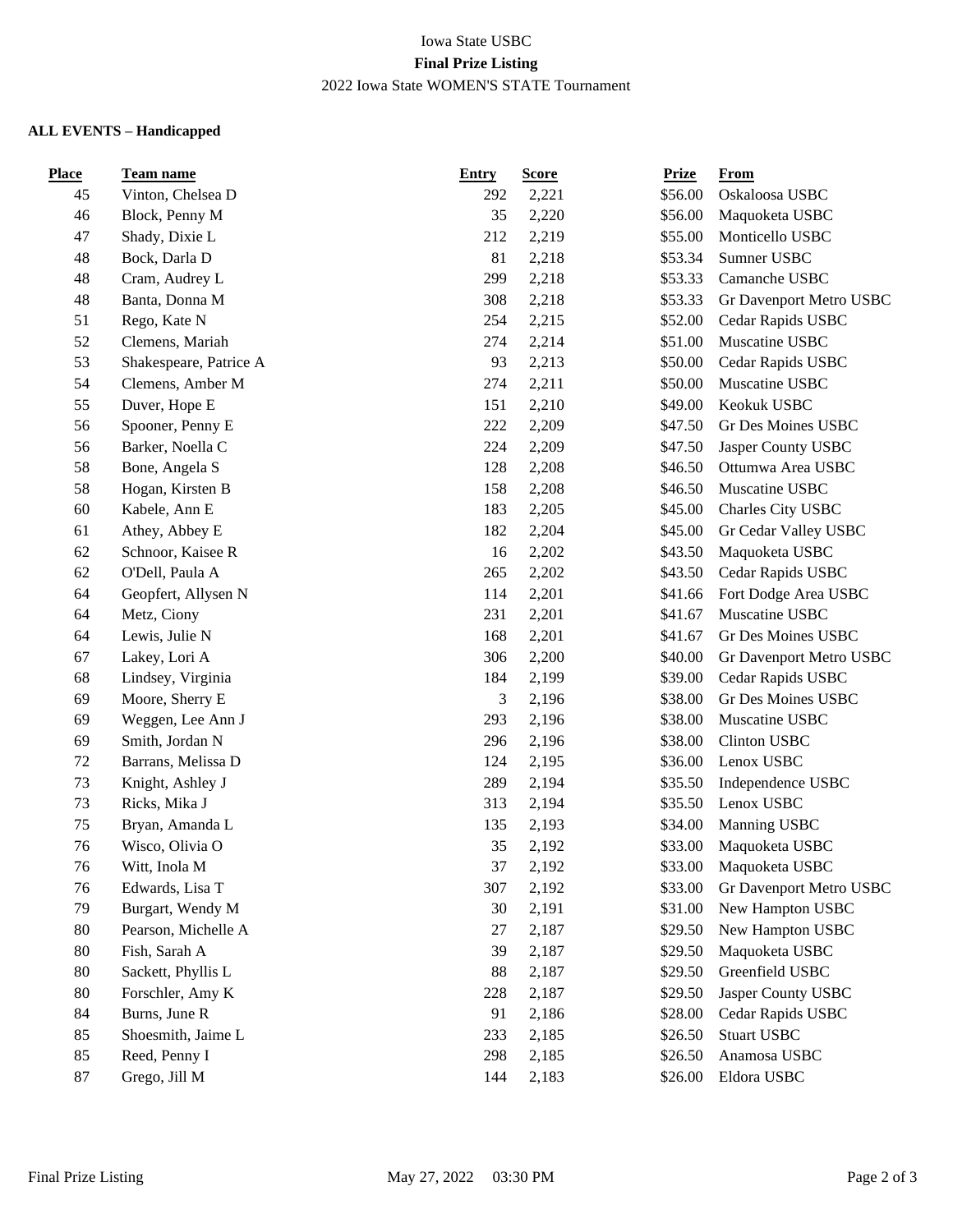Iowa State USBC

**Final Prize Listing**

2022 Iowa State WOMEN'S STATE Tournament

**ALL EVENTS – Handicapped**

| Place | Team name | Entry | Score | Prize | From |
|---|---|---|---|---|---|
| 45 | Vinton, Chelsea D | 292 | 2,221 | $56.00 | Oskaloosa USBC |
| 46 | Block, Penny M | 35 | 2,220 | $56.00 | Maquoketa USBC |
| 47 | Shady, Dixie L | 212 | 2,219 | $55.00 | Monticello USBC |
| 48 | Bock, Darla D | 81 | 2,218 | $53.34 | Sumner USBC |
| 48 | Cram, Audrey L | 299 | 2,218 | $53.33 | Camanche USBC |
| 48 | Banta, Donna M | 308 | 2,218 | $53.33 | Gr Davenport Metro USBC |
| 51 | Rego, Kate N | 254 | 2,215 | $52.00 | Cedar Rapids USBC |
| 52 | Clemens, Mariah | 274 | 2,214 | $51.00 | Muscatine USBC |
| 53 | Shakespeare, Patrice A | 93 | 2,213 | $50.00 | Cedar Rapids USBC |
| 54 | Clemens, Amber M | 274 | 2,211 | $50.00 | Muscatine USBC |
| 55 | Duver, Hope E | 151 | 2,210 | $49.00 | Keokuk USBC |
| 56 | Spooner, Penny E | 222 | 2,209 | $47.50 | Gr Des Moines USBC |
| 56 | Barker, Noella C | 224 | 2,209 | $47.50 | Jasper County USBC |
| 58 | Bone, Angela S | 128 | 2,208 | $46.50 | Ottumwa Area USBC |
| 58 | Hogan, Kirsten B | 158 | 2,208 | $46.50 | Muscatine USBC |
| 60 | Kabele, Ann E | 183 | 2,205 | $45.00 | Charles City USBC |
| 61 | Athey, Abbey E | 182 | 2,204 | $45.00 | Gr Cedar Valley USBC |
| 62 | Schnoor, Kaisee R | 16 | 2,202 | $43.50 | Maquoketa USBC |
| 62 | O'Dell, Paula A | 265 | 2,202 | $43.50 | Cedar Rapids USBC |
| 64 | Geopfert, Allysen N | 114 | 2,201 | $41.66 | Fort Dodge Area USBC |
| 64 | Metz, Ciony | 231 | 2,201 | $41.67 | Muscatine USBC |
| 64 | Lewis, Julie N | 168 | 2,201 | $41.67 | Gr Des Moines USBC |
| 67 | Lakey, Lori A | 306 | 2,200 | $40.00 | Gr Davenport Metro USBC |
| 68 | Lindsey, Virginia | 184 | 2,199 | $39.00 | Cedar Rapids USBC |
| 69 | Moore, Sherry E | 3 | 2,196 | $38.00 | Gr Des Moines USBC |
| 69 | Weggen, Lee Ann J | 293 | 2,196 | $38.00 | Muscatine USBC |
| 69 | Smith, Jordan N | 296 | 2,196 | $38.00 | Clinton USBC |
| 72 | Barrans, Melissa D | 124 | 2,195 | $36.00 | Lenox USBC |
| 73 | Knight, Ashley J | 289 | 2,194 | $35.50 | Independence USBC |
| 73 | Ricks, Mika J | 313 | 2,194 | $35.50 | Lenox USBC |
| 75 | Bryan, Amanda L | 135 | 2,193 | $34.00 | Manning USBC |
| 76 | Wisco, Olivia O | 35 | 2,192 | $33.00 | Maquoketa USBC |
| 76 | Witt, Inola M | 37 | 2,192 | $33.00 | Maquoketa USBC |
| 76 | Edwards, Lisa T | 307 | 2,192 | $33.00 | Gr Davenport Metro USBC |
| 79 | Burgart, Wendy M | 30 | 2,191 | $31.00 | New Hampton USBC |
| 80 | Pearson, Michelle A | 27 | 2,187 | $29.50 | New Hampton USBC |
| 80 | Fish, Sarah A | 39 | 2,187 | $29.50 | Maquoketa USBC |
| 80 | Sackett, Phyllis L | 88 | 2,187 | $29.50 | Greenfield USBC |
| 80 | Forschler, Amy K | 228 | 2,187 | $29.50 | Jasper County USBC |
| 84 | Burns, June R | 91 | 2,186 | $28.00 | Cedar Rapids USBC |
| 85 | Shoesmith, Jaime L | 233 | 2,185 | $26.50 | Stuart USBC |
| 85 | Reed, Penny I | 298 | 2,185 | $26.50 | Anamosa USBC |
| 87 | Grego, Jill M | 144 | 2,183 | $26.00 | Eldora USBC |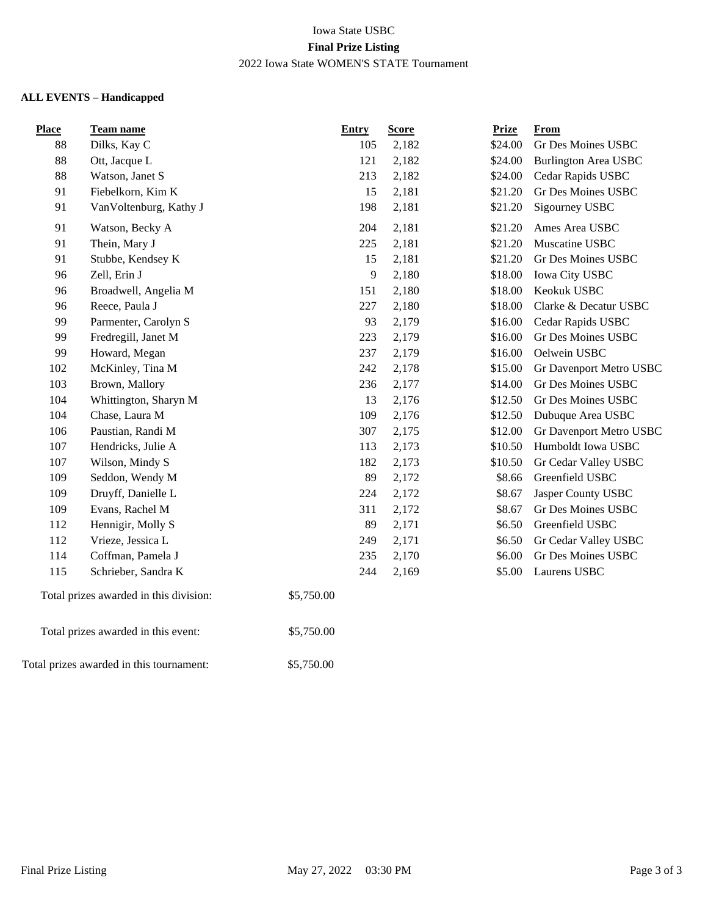Iowa State USBC

**Final Prize Listing**

2022 Iowa State WOMEN'S STATE Tournament

**ALL EVENTS – Handicapped**

| Place | Team name | Entry | Score | Prize | From |
|---|---|---|---|---|---|
| 88 | Dilks, Kay C | 105 | 2,182 | $24.00 | Gr Des Moines USBC |
| 88 | Ott, Jacque L | 121 | 2,182 | $24.00 | Burlington Area USBC |
| 88 | Watson, Janet S | 213 | 2,182 | $24.00 | Cedar Rapids USBC |
| 91 | Fiebelkorn, Kim K | 15 | 2,181 | $21.20 | Gr Des Moines USBC |
| 91 | VanVoltenburg, Kathy J | 198 | 2,181 | $21.20 | Sigourney USBC |
| 91 | Watson, Becky A | 204 | 2,181 | $21.20 | Ames Area USBC |
| 91 | Thein, Mary J | 225 | 2,181 | $21.20 | Muscatine USBC |
| 91 | Stubbe, Kendsey K | 15 | 2,181 | $21.20 | Gr Des Moines USBC |
| 96 | Zell, Erin J | 9 | 2,180 | $18.00 | Iowa City USBC |
| 96 | Broadwell, Angelia M | 151 | 2,180 | $18.00 | Keokuk USBC |
| 96 | Reece, Paula J | 227 | 2,180 | $18.00 | Clarke & Decatur USBC |
| 99 | Parmenter, Carolyn S | 93 | 2,179 | $16.00 | Cedar Rapids USBC |
| 99 | Fredregill, Janet M | 223 | 2,179 | $16.00 | Gr Des Moines USBC |
| 99 | Howard, Megan | 237 | 2,179 | $16.00 | Oelwein USBC |
| 102 | McKinley, Tina M | 242 | 2,178 | $15.00 | Gr Davenport Metro USBC |
| 103 | Brown, Mallory | 236 | 2,177 | $14.00 | Gr Des Moines USBC |
| 104 | Whittington, Sharyn M | 13 | 2,176 | $12.50 | Gr Des Moines USBC |
| 104 | Chase, Laura M | 109 | 2,176 | $12.50 | Dubuque Area USBC |
| 106 | Paustian, Randi M | 307 | 2,175 | $12.00 | Gr Davenport Metro USBC |
| 107 | Hendricks, Julie A | 113 | 2,173 | $10.50 | Humboldt Iowa USBC |
| 107 | Wilson, Mindy S | 182 | 2,173 | $10.50 | Gr Cedar Valley USBC |
| 109 | Seddon, Wendy M | 89 | 2,172 | $8.66 | Greenfield USBC |
| 109 | Druyff, Danielle L | 224 | 2,172 | $8.67 | Jasper County USBC |
| 109 | Evans, Rachel M | 311 | 2,172 | $8.67 | Gr Des Moines USBC |
| 112 | Hennigir, Molly S | 89 | 2,171 | $6.50 | Greenfield USBC |
| 112 | Vrieze, Jessica L | 249 | 2,171 | $6.50 | Gr Cedar Valley USBC |
| 114 | Coffman, Pamela J | 235 | 2,170 | $6.00 | Gr Des Moines USBC |
| 115 | Schrieber, Sandra K | 244 | 2,169 | $5.00 | Laurens USBC |

Total prizes awarded in this division: $5,750.00

Total prizes awarded in this event: $5,750.00

Total prizes awarded in this tournament: $5,750.00